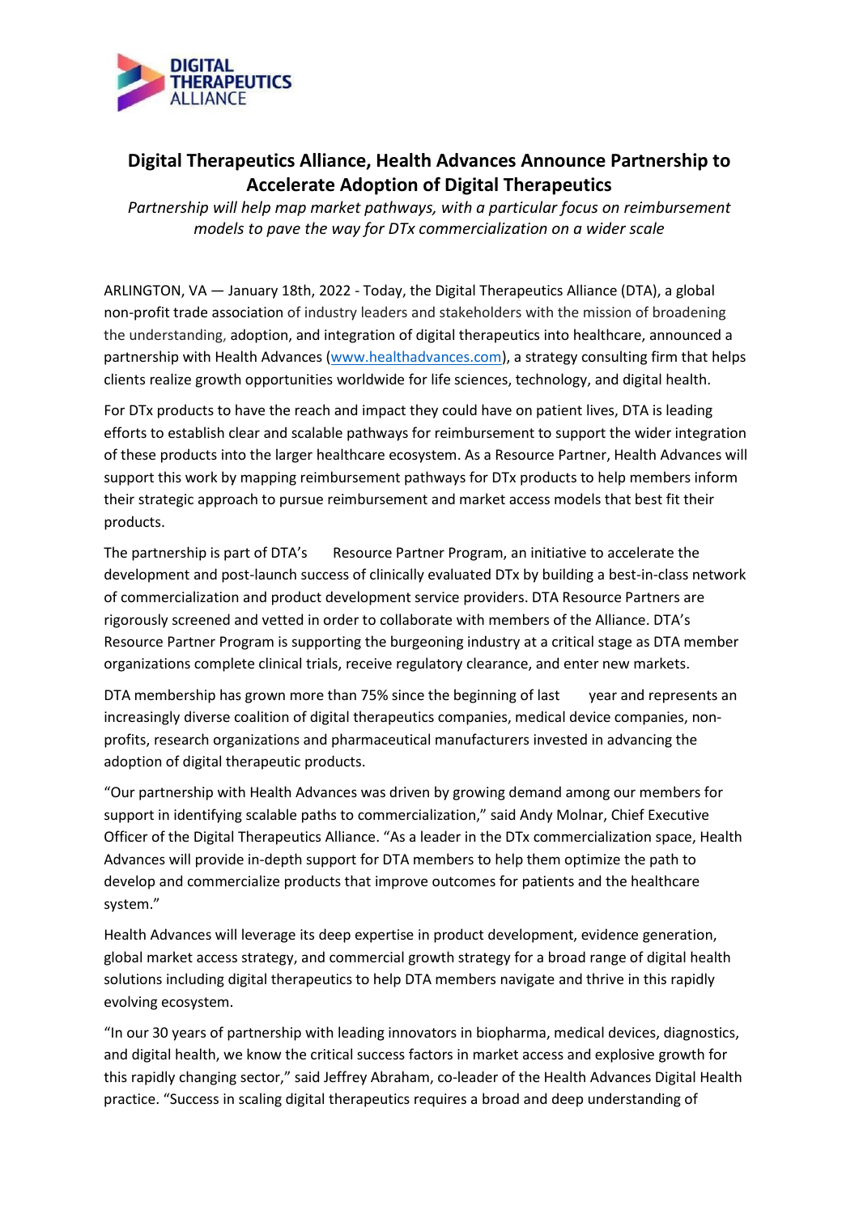# Digital Therapeutics Alliance, Health Advances Announce Partnership to Accelerate Adoption of Digital Therapeutics

*Partnership will help map market pathways, with a particular focus on reimbursement models to pave the way for DTx commercialization on a wider scale*

ARLINGTON, VA — January 18th, 2022 - Today, the Digital Therapeutics Alliance (DTA), a global non-profit trade association of industry leaders and stakeholders with the mission of broadening the understanding, adoption, and integration of digital therapeutics into healthcare, announced a partnership with Health Advances (www.healthadvances.com), a strategy consulting firm that helps clients realize growth opportunities worldwide for life sciences, technology, and digital health.

For DTx products to have the reach and impact they could have on patient lives, DTA is leading efforts to establish clear and scalable pathways for reimbursement to support the wider integration of these products into the larger healthcare ecosystem. As a Resource Partner, Health Advances will support this work by mapping reimbursement pathways for DTx products to help members inform their strategic approach to pursue reimbursement and market access models that best fit their products.

The partnership is part of DTA's Resource Partner Program, an initiative to accelerate the development and post-launch success of clinically evaluated DTx by building a best-in-class network of commercialization and product development service providers. DTA Resource Partners are rigorously screened and vetted in order to collaborate with members of the Alliance. DTA's Resource Partner Program is supporting the burgeoning industry at a critical stage as DTA member organizations complete clinical trials, receive regulatory clearance, and enter new markets.

DTA membership has grown more than 75% since the beginning of last year and represents an increasingly diverse coalition of digital therapeutics companies, medical device companies, non-profits, research organizations and pharmaceutical manufacturers invested in advancing the adoption of digital therapeutic products.

"Our partnership with Health Advances was driven by growing demand among our members for support in identifying scalable paths to commercialization," said Andy Molnar, Chief Executive Officer of the Digital Therapeutics Alliance. "As a leader in the DTx commercialization space, Health Advances will provide in-depth support for DTA members to help them optimize the path to develop and commercialize products that improve outcomes for patients and the healthcare system."

Health Advances will leverage its deep expertise in product development, evidence generation, global market access strategy, and commercial growth strategy for a broad range of digital health solutions including digital therapeutics to help DTA members navigate and thrive in this rapidly evolving ecosystem.

"In our 30 years of partnership with leading innovators in biopharma, medical devices, diagnostics, and digital health, we know the critical success factors in market access and explosive growth for this rapidly changing sector," said Jeffrey Abraham, co-leader of the Health Advances Digital Health practice. "Success in scaling digital therapeutics requires a broad and deep understanding of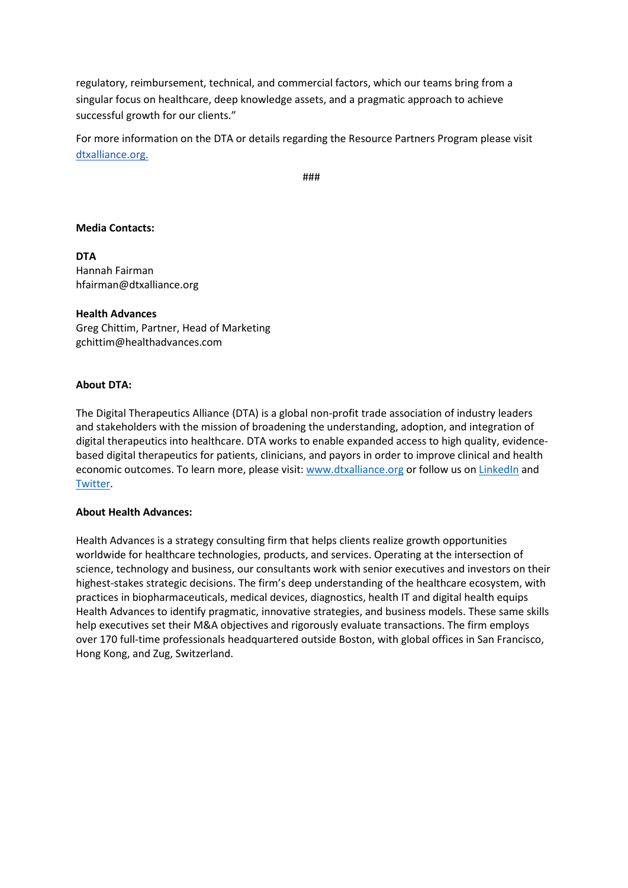regulatory, reimbursement, technical, and commercial factors, which our teams bring from a singular focus on healthcare, deep knowledge assets, and a pragmatic approach to achieve successful growth for our clients."

For more information on the DTA or details regarding the Resource Partners Program please visit [dtxalliance.org.](dtxalliance.org)

###

**Media Contacts:**

**DTA**
Hannah Fairman
hfairman@dtxalliance.org

**Health Advances**
Greg Chittim, Partner, Head of Marketing
gchittim@healthadvances.com

**About DTA:**

The Digital Therapeutics Alliance (DTA) is a global non-profit trade association of industry leaders and stakeholders with the mission of broadening the understanding, adoption, and integration of digital therapeutics into healthcare. DTA works to enable expanded access to high quality, evidence-based digital therapeutics for patients, clinicians, and payors in order to improve clinical and health economic outcomes. To learn more, please visit: [www.dtxalliance.org](www.dtxalliance.org) or follow us on LinkedIn and Twitter.

**About Health Advances:**

Health Advances is a strategy consulting firm that helps clients realize growth opportunities worldwide for healthcare technologies, products, and services. Operating at the intersection of science, technology and business, our consultants work with senior executives and investors on their highest-stakes strategic decisions. The firm's deep understanding of the healthcare ecosystem, with practices in biopharmaceuticals, medical devices, diagnostics, health IT and digital health equips Health Advances to identify pragmatic, innovative strategies, and business models. These same skills help executives set their M&A objectives and rigorously evaluate transactions. The firm employs over 170 full-time professionals headquartered outside Boston, with global offices in San Francisco, Hong Kong, and Zug, Switzerland.